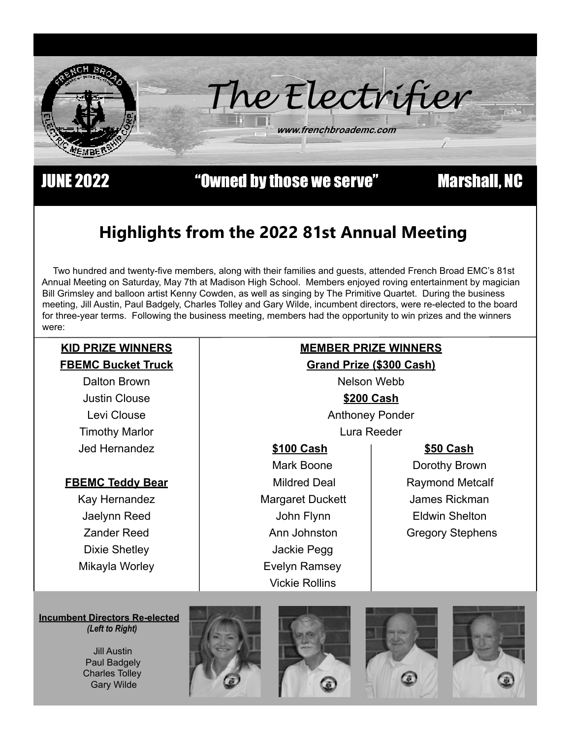# The Electrifier

www.frenchbroademc.com

**JUNE 2022** | **"Owned by those we serve"** | **Marshall, NC**

## Highlights from the 2022 81st Annual Meeting

Two hundred and twenty-five members, along with their families and guests, attended French Broad EMC's 81st Annual Meeting on Saturday, May 7th at Madison High School. Members enjoyed roving entertainment by magician Bill Grimsley and balloon artist Kenny Cowden, as well as singing by The Primitive Quartet. During the business meeting, Jill Austin, Paul Badgely, Charles Tolley and Gary Wilde, incumbent directors, were re-elected to the board for three-year terms. Following the business meeting, members had the opportunity to win prizes and the winners were:

### KID PRIZE WINNERS

**FBEMC Bucket Truck**

Dalton Brown
Justin Clouse
Levi Clouse
Timothy Marlor
Jed Hernandez

**FBEMC Teddy Bear**

Kay Hernandez
Jaelynn Reed
Zander Reed
Dixie Shetley
Mikayla Worley

### MEMBER PRIZE WINNERS

**Grand Prize ($300 Cash)**

Nelson Webb

**$200 Cash**

Anthoney Ponder
Lura Reeder

**$100 Cash**

Mark Boone
Mildred Deal
Margaret Duckett
John Flynn
Ann Johnston
Jackie Pegg
Evelyn Ramsey
Vickie Rollins

**$50 Cash**

Dorothy Brown
Raymond Metcalf
James Rickman
Eldwin Shelton
Gregory Stephens

**Incumbent Directors Re-elected**
*(Left to Right)*

Jill Austin
Paul Badgely
Charles Tolley
Gary Wilde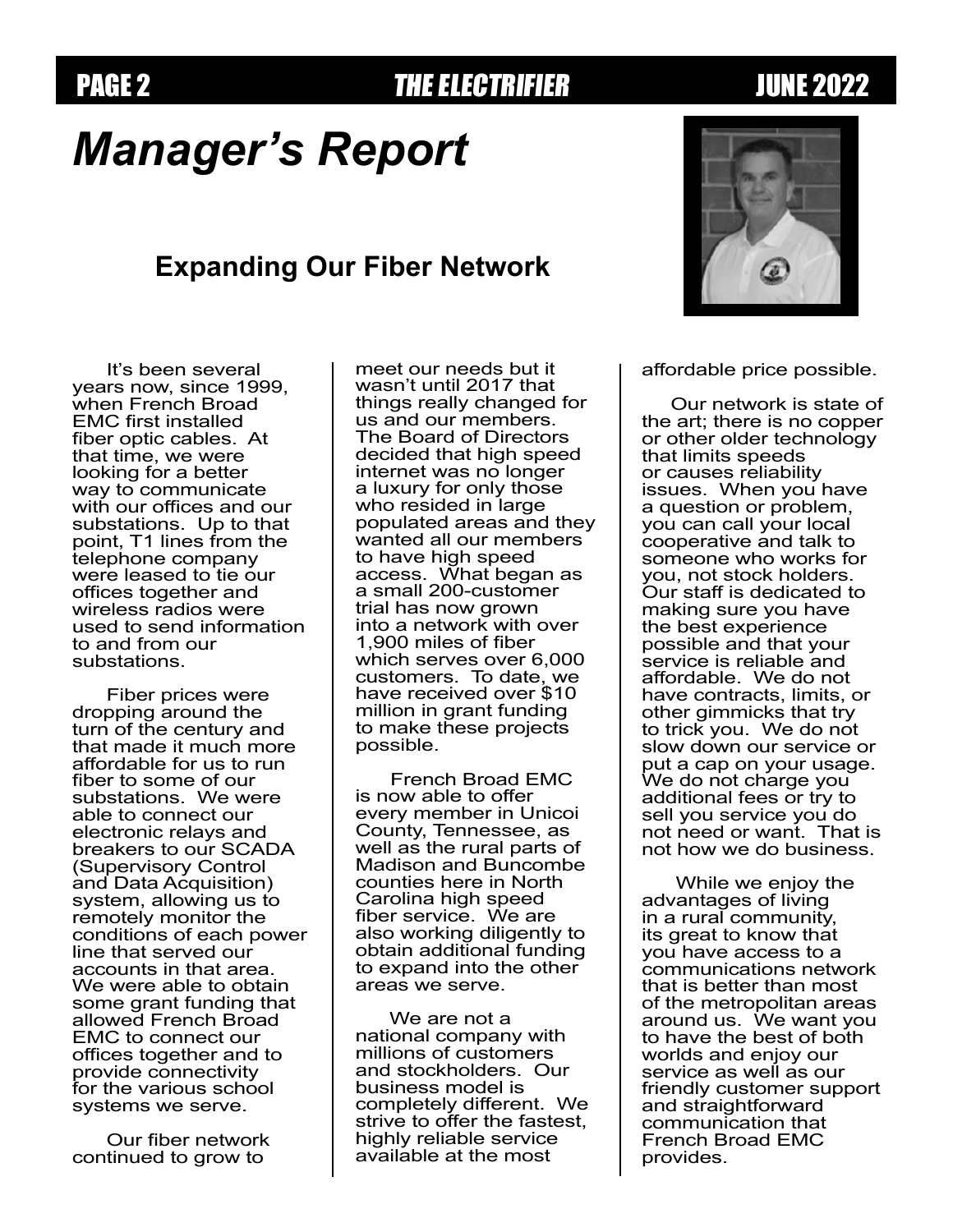# *Manager's Report*

## Expanding Our Fiber Network

It's been several years now, since 1999, when French Broad EMC first installed fiber optic cables. At that time, we were looking for a better way to communicate with our offices and our substations. Up to that point, T1 lines from the telephone company were leased to tie our offices together and wireless radios were used to send information to and from our substations.

Fiber prices were dropping around the turn of the century and that made it much more affordable for us to run fiber to some of our substations. We were able to connect our electronic relays and breakers to our SCADA (Supervisory Control and Data Acquisition) system, allowing us to remotely monitor the conditions of each power line that served our accounts in that area. We were able to obtain some grant funding that allowed French Broad EMC to connect our offices together and to provide connectivity for the various school systems we serve.

Our fiber network continued to grow to meet our needs but it wasn't until 2017 that things really changed for us and our members. The Board of Directors decided that high speed internet was no longer a luxury for only those who resided in large populated areas and they wanted all our members to have high speed access. What began as a small 200-customer trial has now grown into a network with over 1,900 miles of fiber which serves over 6,000 customers. To date, we have received over $10 million in grant funding to make these projects possible.

French Broad EMC is now able to offer every member in Unicoi County, Tennessee, as well as the rural parts of Madison and Buncombe counties here in North Carolina high speed fiber service. We are also working diligently to obtain additional funding to expand into the other areas we serve.

We are not a national company with millions of customers and stockholders. Our business model is completely different. We strive to offer the fastest, highly reliable service available at the most affordable price possible.

Our network is state of the art; there is no copper or other older technology that limits speeds or causes reliability issues. When you have a question or problem, you can call your local cooperative and talk to someone who works for you, not stock holders. Our staff is dedicated to making sure you have the best experience possible and that your service is reliable and affordable. We do not have contracts, limits, or other gimmicks that try to trick you. We do not slow down our service or put a cap on your usage. We do not charge you additional fees or try to sell you service you do not need or want. That is not how we do business.

While we enjoy the advantages of living in a rural community, its great to know that you have access to a communications network that is better than most of the metropolitan areas around us. We want you to have the best of both worlds and enjoy our service as well as our friendly customer support and straightforward communication that French Broad EMC provides.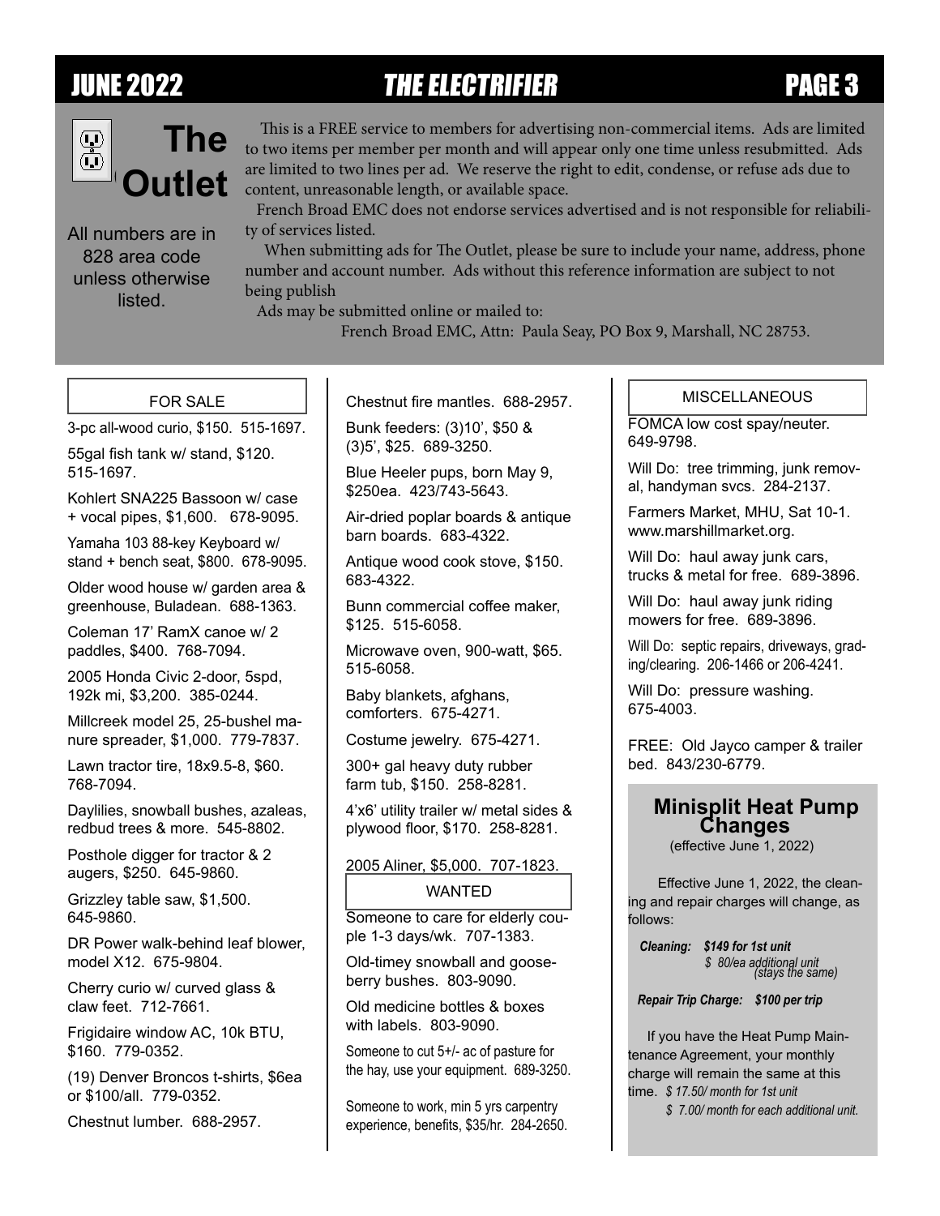# The Outlet

All numbers are in 828 area code unless otherwise listed.

This is a FREE service to members for advertising non-commercial items. Ads are limited to two items per member per month and will appear only one time unless resubmitted. Ads are limited to two lines per ad. We reserve the right to edit, condense, or refuse ads due to content, unreasonable length, or available space.

French Broad EMC does not endorse services advertised and is not responsible for reliability of services listed.

When submitting ads for The Outlet, please be sure to include your name, address, phone number and account number. Ads without this reference information are subject to not being publish

Ads may be submitted online or mailed to:

French Broad EMC, Attn: Paula Seay, PO Box 9, Marshall, NC 28753.

## FOR SALE

3-pc all-wood curio, $150. 515-1697.

55gal fish tank w/ stand, $120. 515-1697.

Kohlert SNA225 Bassoon w/ case + vocal pipes, $1,600. 678-9095.

Yamaha 103 88-key Keyboard w/ stand + bench seat, $800. 678-9095.

Older wood house w/ garden area & greenhouse, Buladean. 688-1363.

Coleman 17' RamX canoe w/ 2 paddles, $400. 768-7094.

2005 Honda Civic 2-door, 5spd, 192k mi, $3,200. 385-0244.

Millcreek model 25, 25-bushel manure spreader, $1,000. 779-7837.

Lawn tractor tire, 18x9.5-8, $60. 768-7094.

Daylilies, snowball bushes, azaleas, redbud trees & more. 545-8802.

Posthole digger for tractor & 2 augers, $250. 645-9860.

Grizzley table saw, $1,500. 645-9860.

DR Power walk-behind leaf blower, model X12. 675-9804.

Cherry curio w/ curved glass & claw feet. 712-7661.

Frigidaire window AC, 10k BTU, $160. 779-0352.

(19) Denver Broncos t-shirts, $6ea or $100/all. 779-0352.

Chestnut lumber. 688-2957.

Chestnut fire mantles. 688-2957.

Bunk feeders: (3)10', $50 & (3)5', $25. 689-3250.

Blue Heeler pups, born May 9, $250ea. 423/743-5643.

Air-dried poplar boards & antique barn boards. 683-4322.

Antique wood cook stove, $150. 683-4322.

Bunn commercial coffee maker, $125. 515-6058.

Microwave oven, 900-watt, $65. 515-6058.

Baby blankets, afghans, comforters. 675-4271.

Costume jewelry. 675-4271.

300+ gal heavy duty rubber farm tub, $150. 258-8281.

4'x6' utility trailer w/ metal sides & plywood floor, $170. 258-8281.

2005 Aliner, $5,000. 707-1823.

## WANTED

Someone to care for elderly couple 1-3 days/wk. 707-1383.

Old-timey snowball and gooseberry bushes. 803-9090.

Old medicine bottles & boxes with labels. 803-9090.

Someone to cut 5+/- ac of pasture for the hay, use your equipment. 689-3250.

Someone to work, min 5 yrs carpentry experience, benefits, $35/hr. 284-2650.

## MISCELLANEOUS

FOMCA low cost spay/neuter. 649-9798.

Will Do: tree trimming, junk removal, handyman svcs. 284-2137.

Farmers Market, MHU, Sat 10-1. www.marshillmarket.org.

Will Do: haul away junk cars, trucks & metal for free. 689-3896.

Will Do: haul away junk riding mowers for free. 689-3896.

Will Do: septic repairs, driveways, grading/clearing. 206-1466 or 206-4241.

Will Do: pressure washing. 675-4003.

FREE: Old Jayco camper & trailer bed. 843/230-6779.

## Minisplit Heat Pump Changes

(effective June 1, 2022)

Effective June 1, 2022, the cleaning and repair charges will change, as follows:

***Cleaning:*** *$149 for 1st unit*
*$ 80/ea additional unit (stays the same)*

***Repair Trip Charge:*** ***$100 per trip***

If you have the Heat Pump Maintenance Agreement, your monthly charge will remain the same at this time. *$ 17.50/ month for 1st unit*
*$ 7.00/ month for each additional unit.*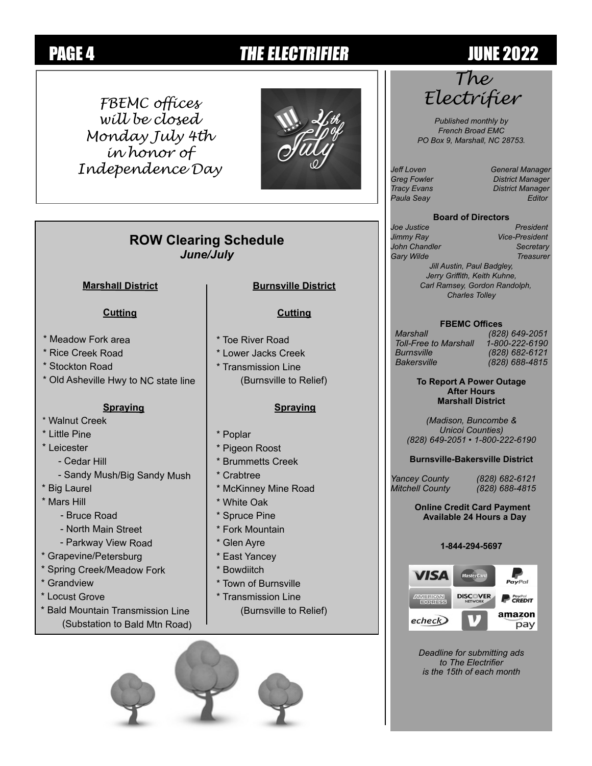FBEMC offices will be closed Monday July 4th in honor of Independence Day

## ROW Clearing Schedule

*June/July*

### Marshall District

**Cutting**

* Meadow Fork area
* Rice Creek Road
* Stockton Road
* Old Asheville Hwy to NC state line

**Spraying**

* Walnut Creek
* Little Pine
* Leicester
  - Cedar Hill
  - Sandy Mush/Big Sandy Mush
* Big Laurel
* Mars Hill
  - Bruce Road
  - North Main Street
  - Parkway View Road
* Grapevine/Petersburg
* Spring Creek/Meadow Fork
* Grandview
* Locust Grove
* Bald Mountain Transmission Line (Substation to Bald Mtn Road)

### Burnsville District

**Cutting**

* Toe River Road
* Lower Jacks Creek
* Transmission Line (Burnsville to Relief)

**Spraying**

* Poplar
* Pigeon Roost
* Brummetts Creek
* Crabtree
* McKinney Mine Road
* White Oak
* Spruce Pine
* Fork Mountain
* Glen Ayre
* East Yancey
* Bowdiitch
* Town of Burnsville
* Transmission Line (Burnsville to Relief)

## The Electrifier

*Published monthly by French Broad EMC PO Box 9, Marshall, NC 28753.*

| | |
|---|---|
| Jeff Loven | General Manager |
| Greg Fowler | District Manager |
| Tracy Evans | District Manager |
| Paula Seay | Editor |

**Board of Directors**

| | |
|---|---|
| Joe Justice | President |
| Jimmy Ray | Vice-President |
| John Chandler | Secretary |
| Gary Wilde | Treasurer |

Jill Austin, Paul Badgley, Jerry Griffith, Keith Kuhne, Carl Ramsey, Gordon Randolph, Charles Tolley

**FBEMC Offices**

| | |
|---|---|
| Marshall | (828) 649-2051 |
| Toll-Free to Marshall | 1-800-222-6190 |
| Burnsville | (828) 682-6121 |
| Bakersville | (828) 688-4815 |

**To Report A Power Outage After Hours Marshall District**

*(Madison, Buncombe & Unicoi Counties) (828) 649-2051 • 1-800-222-6190*

**Burnsville-Bakersville District**

| | |
|---|---|
| Yancey County | (828) 682-6121 |
| Mitchell County | (828) 688-4815 |

**Online Credit Card Payment Available 24 Hours a Day**

**1-844-294-5697**

*Deadline for submitting ads to The Electrifier is the 15th of each month*